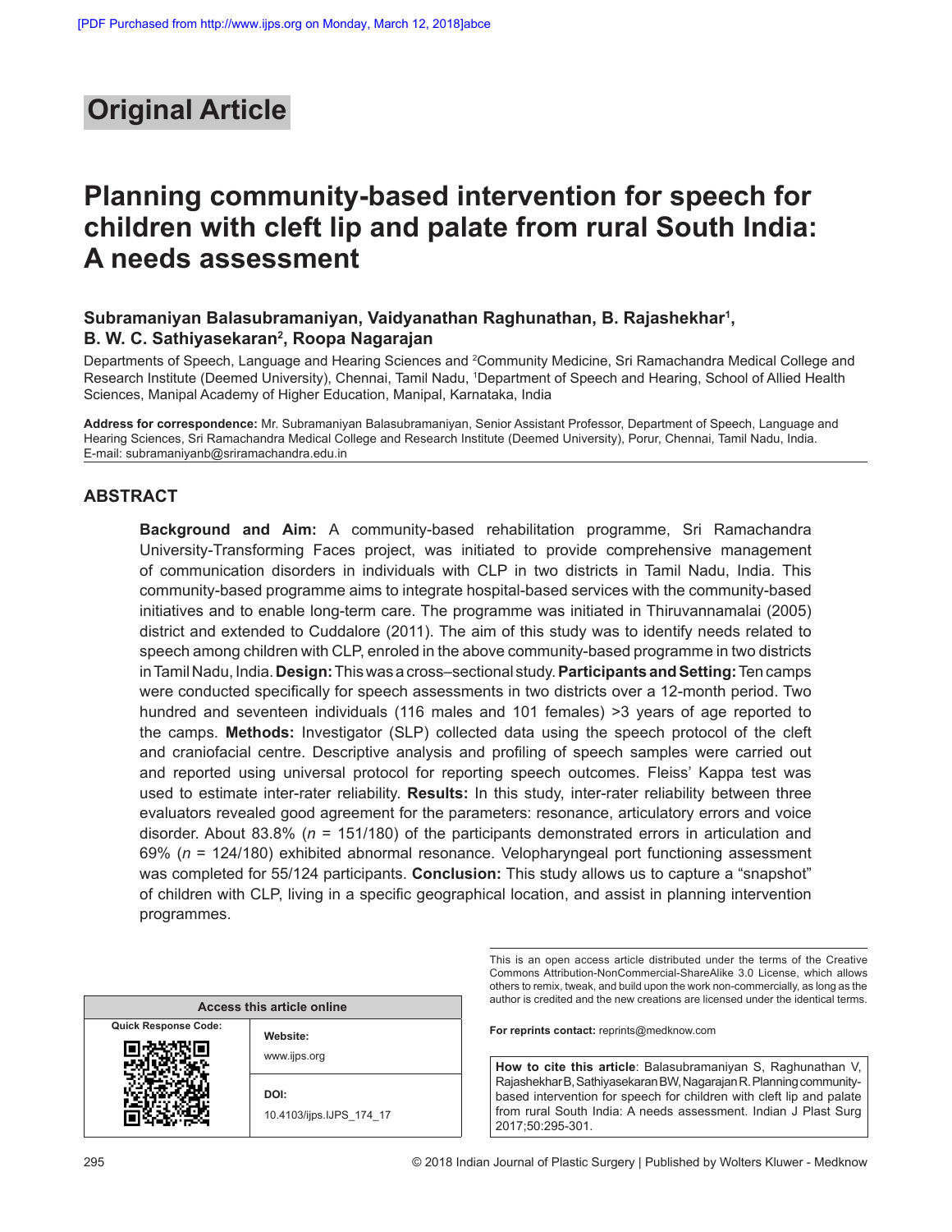# Original Article

# Planning community-based intervention for speech for children with cleft lip and palate from rural South India: A needs assessment

**Subramaniyan Balasubramaniyan, Vaidyanathan Raghunathan, B. Rajashekhar[1], B. W. C. Sathiyasekaran[2], Roopa Nagarajan**

Departments of Speech, Language and Hearing Sciences and [2]Community Medicine, Sri Ramachandra Medical College and Research Institute (Deemed University), Chennai, Tamil Nadu, [1]Department of Speech and Hearing, School of Allied Health Sciences, Manipal Academy of Higher Education, Manipal, Karnataka, India

**Address for correspondence:** Mr. Subramaniyan Balasubramaniyan, Senior Assistant Professor, Department of Speech, Language and Hearing Sciences, Sri Ramachandra Medical College and Research Institute (Deemed University), Porur, Chennai, Tamil Nadu, India. E-mail: subramaniyanb@sriramachandra.edu.in

## ABSTRACT

**Background and Aim:** A community-based rehabilitation programme, Sri Ramachandra University-Transforming Faces project, was initiated to provide comprehensive management of communication disorders in individuals with CLP in two districts in Tamil Nadu, India. This community-based programme aims to integrate hospital-based services with the community-based initiatives and to enable long-term care. The programme was initiated in Thiruvannamalai (2005) district and extended to Cuddalore (2011). The aim of this study was to identify needs related to speech among children with CLP, enroled in the above community-based programme in two districts in Tamil Nadu, India. **Design:** This was a cross–sectional study. **Participants and Setting:** Ten camps were conducted specifically for speech assessments in two districts over a 12-month period. Two hundred and seventeen individuals (116 males and 101 females) >3 years of age reported to the camps. **Methods:** Investigator (SLP) collected data using the speech protocol of the cleft and craniofacial centre. Descriptive analysis and profiling of speech samples were carried out and reported using universal protocol for reporting speech outcomes. Fleiss' Kappa test was used to estimate inter-rater reliability. **Results:** In this study, inter-rater reliability between three evaluators revealed good agreement for the parameters: resonance, articulatory errors and voice disorder. About 83.8% ($n$ = 151/180) of the participants demonstrated errors in articulation and 69% ($n$ = 124/180) exhibited abnormal resonance. Velopharyngeal port functioning assessment was completed for 55/124 participants. **Conclusion:** This study allows us to capture a "snapshot" of children with CLP, living in a specific geographical location, and assist in planning intervention programmes.

| Access this article online | |
|---|---|
| Quick Response Code: | **Website:** www.ijps.org |
| | **DOI:** 10.4103/ijps.IJPS_174_17 |

This is an open access article distributed under the terms of the Creative Commons Attribution-NonCommercial-ShareAlike 3.0 License, which allows others to remix, tweak, and build upon the work non-commercially, as long as the author is credited and the new creations are licensed under the identical terms.

**For reprints contact:** reprints@medknow.com

**How to cite this article**: Balasubramaniyan S, Raghunathan V, Rajashekhar B, Sathiyasekaran BW, Nagarajan R. Planning community-based intervention for speech for children with cleft lip and palate from rural South India: A needs assessment. Indian J Plast Surg 2017;50:295-301.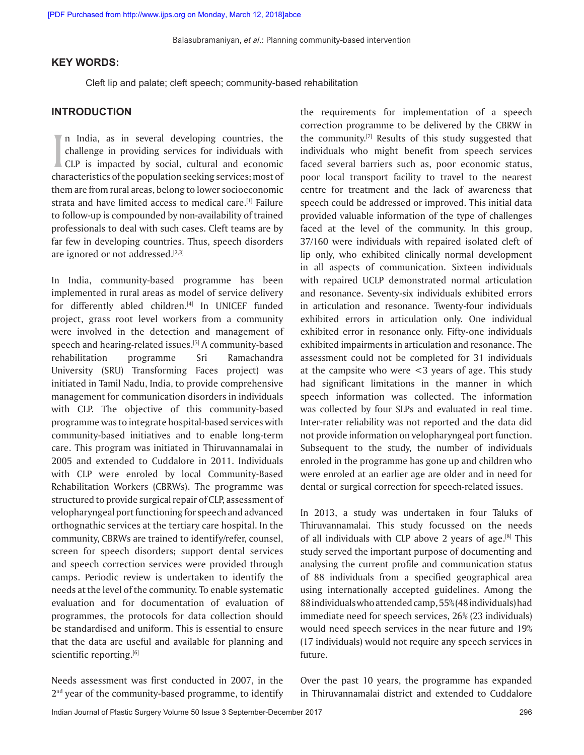## KEY WORDS:

Cleft lip and palate; cleft speech; community-based rehabilitation

## INTRODUCTION

In India, as in several developing countries, the challenge in providing services for individuals with CLP is impacted by social, cultural and economic characteristics of the population seeking services; most of them are from rural areas, belong to lower socioeconomic strata and have limited access to medical care.[1] Failure to follow-up is compounded by non-availability of trained professionals to deal with such cases. Cleft teams are by far few in developing countries. Thus, speech disorders are ignored or not addressed.[2,3]

In India, community-based programme has been implemented in rural areas as model of service delivery for differently abled children.[4] In UNICEF funded project, grass root level workers from a community were involved in the detection and management of speech and hearing-related issues.[5] A community-based rehabilitation programme Sri Ramachandra University (SRU) Transforming Faces project) was initiated in Tamil Nadu, India, to provide comprehensive management for communication disorders in individuals with CLP. The objective of this community-based programme was to integrate hospital-based services with community-based initiatives and to enable long-term care. This program was initiated in Thiruvannamalai in 2005 and extended to Cuddalore in 2011. Individuals with CLP were enroled by local Community-Based Rehabilitation Workers (CBRWs). The programme was structured to provide surgical repair of CLP, assessment of velopharyngeal port functioning for speech and advanced orthognathic services at the tertiary care hospital. In the community, CBRWs are trained to identify/refer, counsel, screen for speech disorders; support dental services and speech correction services were provided through camps. Periodic review is undertaken to identify the needs at the level of the community. To enable systematic evaluation and for documentation of evaluation of programmes, the protocols for data collection should be standardised and uniform. This is essential to ensure that the data are useful and available for planning and scientific reporting.[6]

Needs assessment was first conducted in 2007, in the 2nd year of the community-based programme, to identify the requirements for implementation of a speech correction programme to be delivered by the CBRW in the community.[7] Results of this study suggested that individuals who might benefit from speech services faced several barriers such as, poor economic status, poor local transport facility to travel to the nearest centre for treatment and the lack of awareness that speech could be addressed or improved. This initial data provided valuable information of the type of challenges faced at the level of the community. In this group, 37/160 were individuals with repaired isolated cleft of lip only, who exhibited clinically normal development in all aspects of communication. Sixteen individuals with repaired UCLP demonstrated normal articulation and resonance. Seventy-six individuals exhibited errors in articulation and resonance. Twenty-four individuals exhibited errors in articulation only. One individual exhibited error in resonance only. Fifty-one individuals exhibited impairments in articulation and resonance. The assessment could not be completed for 31 individuals at the campsite who were <3 years of age. This study had significant limitations in the manner in which speech information was collected. The information was collected by four SLPs and evaluated in real time. Inter-rater reliability was not reported and the data did not provide information on velopharyngeal port function. Subsequent to the study, the number of individuals enroled in the programme has gone up and children who were enroled at an earlier age are older and in need for dental or surgical correction for speech-related issues.

In 2013, a study was undertaken in four Taluks of Thiruvannamalai. This study focussed on the needs of all individuals with CLP above 2 years of age.[8] This study served the important purpose of documenting and analysing the current profile and communication status of 88 individuals from a specified geographical area using internationally accepted guidelines. Among the 88 individuals who attended camp, 55% (48 individuals) had immediate need for speech services, 26% (23 individuals) would need speech services in the near future and 19% (17 individuals) would not require any speech services in future.

Over the past 10 years, the programme has expanded in Thiruvannamalai district and extended to Cuddalore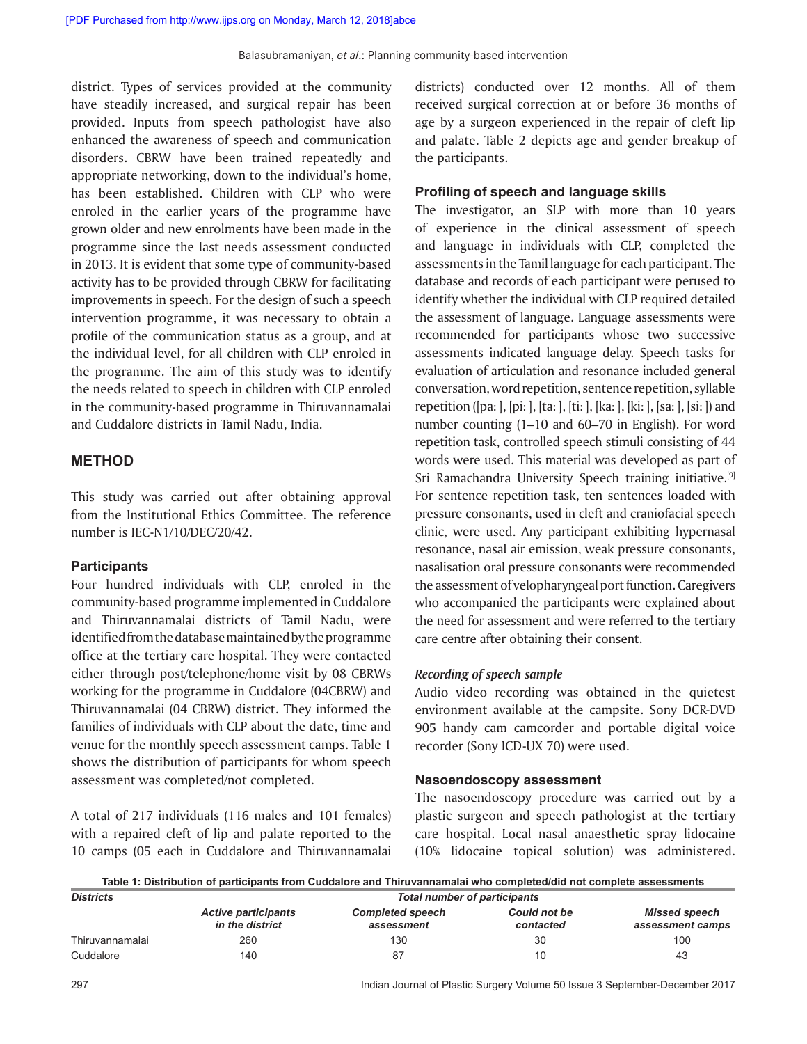district. Types of services provided at the community have steadily increased, and surgical repair has been provided. Inputs from speech pathologist have also enhanced the awareness of speech and communication disorders. CBRW have been trained repeatedly and appropriate networking, down to the individual's home, has been established. Children with CLP who were enroled in the earlier years of the programme have grown older and new enrolments have been made in the programme since the last needs assessment conducted in 2013. It is evident that some type of community-based activity has to be provided through CBRW for facilitating improvements in speech. For the design of such a speech intervention programme, it was necessary to obtain a profile of the communication status as a group, and at the individual level, for all children with CLP enroled in the programme. The aim of this study was to identify the needs related to speech in children with CLP enroled in the community-based programme in Thiruvannamalai and Cuddalore districts in Tamil Nadu, India.

## METHOD

This study was carried out after obtaining approval from the Institutional Ethics Committee. The reference number is IEC-N1/10/DEC/20/42.

### Participants

Four hundred individuals with CLP, enroled in the community-based programme implemented in Cuddalore and Thiruvannamalai districts of Tamil Nadu, were identified from the database maintained by the programme office at the tertiary care hospital. They were contacted either through post/telephone/home visit by 08 CBRWs working for the programme in Cuddalore (04CBRW) and Thiruvannamalai (04 CBRW) district. They informed the families of individuals with CLP about the date, time and venue for the monthly speech assessment camps. Table 1 shows the distribution of participants for whom speech assessment was completed/not completed.

A total of 217 individuals (116 males and 101 females) with a repaired cleft of lip and palate reported to the 10 camps (05 each in Cuddalore and Thiruvannamalai districts) conducted over 12 months. All of them received surgical correction at or before 36 months of age by a surgeon experienced in the repair of cleft lip and palate. Table 2 depicts age and gender breakup of the participants.

### Profiling of speech and language skills

The investigator, an SLP with more than 10 years of experience in the clinical assessment of speech and language in individuals with CLP, completed the assessments in the Tamil language for each participant. The database and records of each participant were perused to identify whether the individual with CLP required detailed the assessment of language. Language assessments were recommended for participants whose two successive assessments indicated language delay. Speech tasks for evaluation of articulation and resonance included general conversation, word repetition, sentence repetition, syllable repetition ([pa: ], [pi: ], [ta: ], [ti: ], [ka: ], [ki: ], [sa: ], [si: ]) and number counting (1–10 and 60–70 in English). For word repetition task, controlled speech stimuli consisting of 44 words were used. This material was developed as part of Sri Ramachandra University Speech training initiative.[9] For sentence repetition task, ten sentences loaded with pressure consonants, used in cleft and craniofacial speech clinic, were used. Any participant exhibiting hypernasal resonance, nasal air emission, weak pressure consonants, nasalisation oral pressure consonants were recommended the assessment of velopharyngeal port function. Caregivers who accompanied the participants were explained about the need for assessment and were referred to the tertiary care centre after obtaining their consent.

#### *Recording of speech sample*

Audio video recording was obtained in the quietest environment available at the campsite. Sony DCR-DVD 905 handy cam camcorder and portable digital voice recorder (Sony ICD-UX 70) were used.

### Nasoendoscopy assessment

The nasoendoscopy procedure was carried out by a plastic surgeon and speech pathologist at the tertiary care hospital. Local nasal anaesthetic spray lidocaine (10% lidocaine topical solution) was administered.

**Table 1: Distribution of participants from Cuddalore and Thiruvannamalai who completed/did not complete assessments**

| Districts | Total number of participants | | | |
|---|---|---|---|---|
| | Active participants in the district | Completed speech assessment | Could not be contacted | Missed speech assessment camps |
| Thiruvannamalai | 260 | 130 | 30 | 100 |
| Cuddalore | 140 | 87 | 10 | 43 |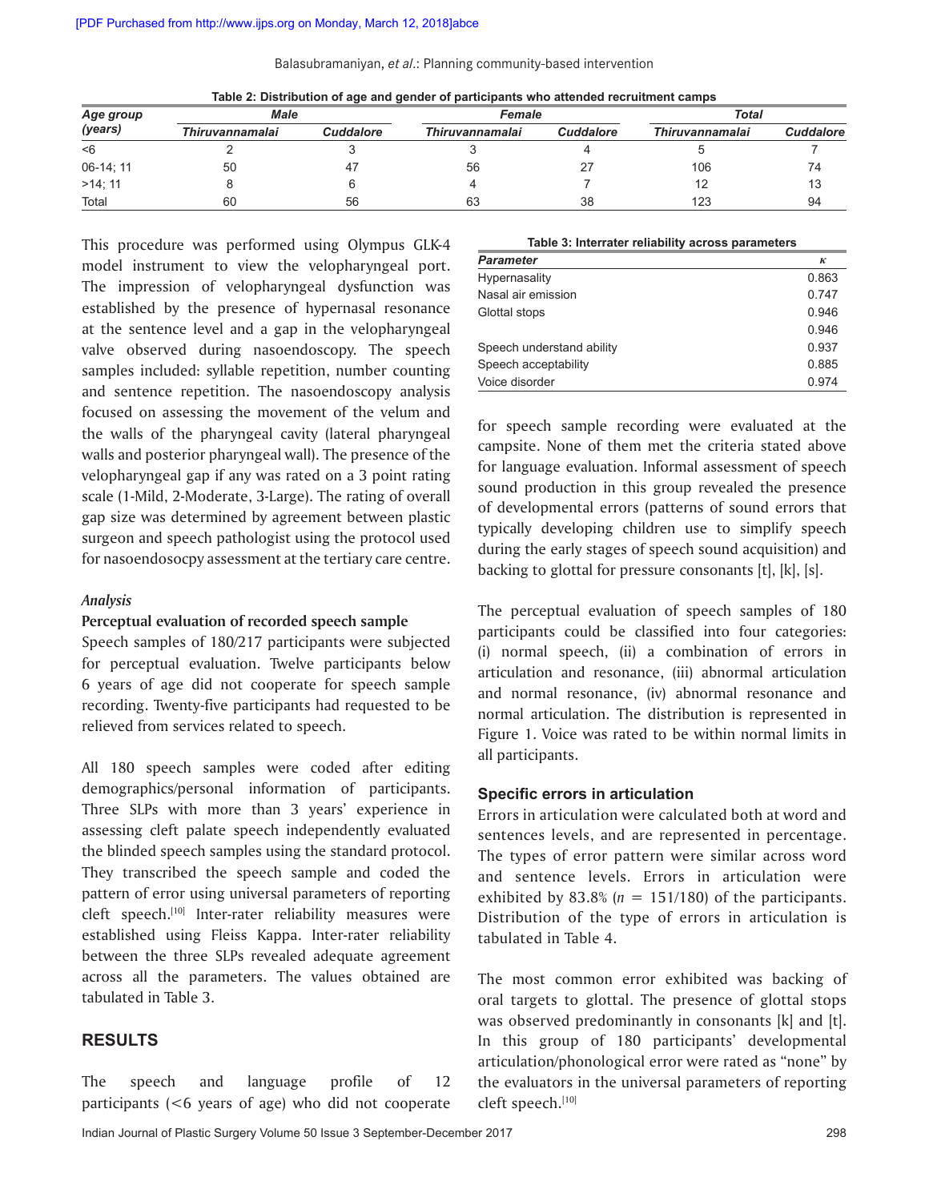**Table 2: Distribution of age and gender of participants who attended recruitment camps**

| Age group (years) | Male | | Female | | Total | |
|---|---|---|---|---|---|---|
| | Thiruvannamalai | Cuddalore | Thiruvannamalai | Cuddalore | Thiruvannamalai | Cuddalore |
| <6 | 2 | 3 | 3 | 4 | 5 | 7 |
| 06-14; 11 | 50 | 47 | 56 | 27 | 106 | 74 |
| >14; 11 | 8 | 6 | 4 | 7 | 12 | 13 |
| Total | 60 | 56 | 63 | 38 | 123 | 94 |

This procedure was performed using Olympus GLK-4 model instrument to view the velopharyngeal port. The impression of velopharyngeal dysfunction was established by the presence of hypernasal resonance at the sentence level and a gap in the velopharyngeal valve observed during nasoendoscopy. The speech samples included: syllable repetition, number counting and sentence repetition. The nasoendoscopy analysis focused on assessing the movement of the velum and the walls of the pharyngeal cavity (lateral pharyngeal walls and posterior pharyngeal wall). The presence of the velopharyngeal gap if any was rated on a 3 point rating scale (1-Mild, 2-Moderate, 3-Large). The rating of overall gap size was determined by agreement between plastic surgeon and speech pathologist using the protocol used for nasoendosocpy assessment at the tertiary care centre.

### *Analysis*

**Perceptual evaluation of recorded speech sample**

Speech samples of 180/217 participants were subjected for perceptual evaluation. Twelve participants below 6 years of age did not cooperate for speech sample recording. Twenty-five participants had requested to be relieved from services related to speech.

All 180 speech samples were coded after editing demographics/personal information of participants. Three SLPs with more than 3 years' experience in assessing cleft palate speech independently evaluated the blinded speech samples using the standard protocol. They transcribed the speech sample and coded the pattern of error using universal parameters of reporting cleft speech.[10] Inter-rater reliability measures were established using Fleiss Kappa. Inter-rater reliability between the three SLPs revealed adequate agreement across all the parameters. The values obtained are tabulated in Table 3.

**Table 3: Interrater reliability across parameters**

| Parameter | $\kappa$ |
|---|---|
| Hypernasality | 0.863 |
| Nasal air emission | 0.747 |
| Glottal stops | 0.946 |
| | 0.946 |
| Speech understand ability | 0.937 |
| Speech acceptability | 0.885 |
| Voice disorder | 0.974 |

## RESULTS

The speech and language profile of 12 participants (<6 years of age) who did not cooperate for speech sample recording were evaluated at the campsite. None of them met the criteria stated above for language evaluation. Informal assessment of speech sound production in this group revealed the presence of developmental errors (patterns of sound errors that typically developing children use to simplify speech during the early stages of speech sound acquisition) and backing to glottal for pressure consonants [t], [k], [s].

The perceptual evaluation of speech samples of 180 participants could be classified into four categories: (i) normal speech, (ii) a combination of errors in articulation and resonance, (iii) abnormal articulation and normal resonance, (iv) abnormal resonance and normal articulation. The distribution is represented in Figure 1. Voice was rated to be within normal limits in all participants.

### Specific errors in articulation

Errors in articulation were calculated both at word and sentences levels, and are represented in percentage. The types of error pattern were similar across word and sentence levels. Errors in articulation were exhibited by 83.8% ($n$ = 151/180) of the participants. Distribution of the type of errors in articulation is tabulated in Table 4.

The most common error exhibited was backing of oral targets to glottal. The presence of glottal stops was observed predominantly in consonants [k] and [t]. In this group of 180 participants' developmental articulation/phonological error were rated as "none" by the evaluators in the universal parameters of reporting cleft speech.[10]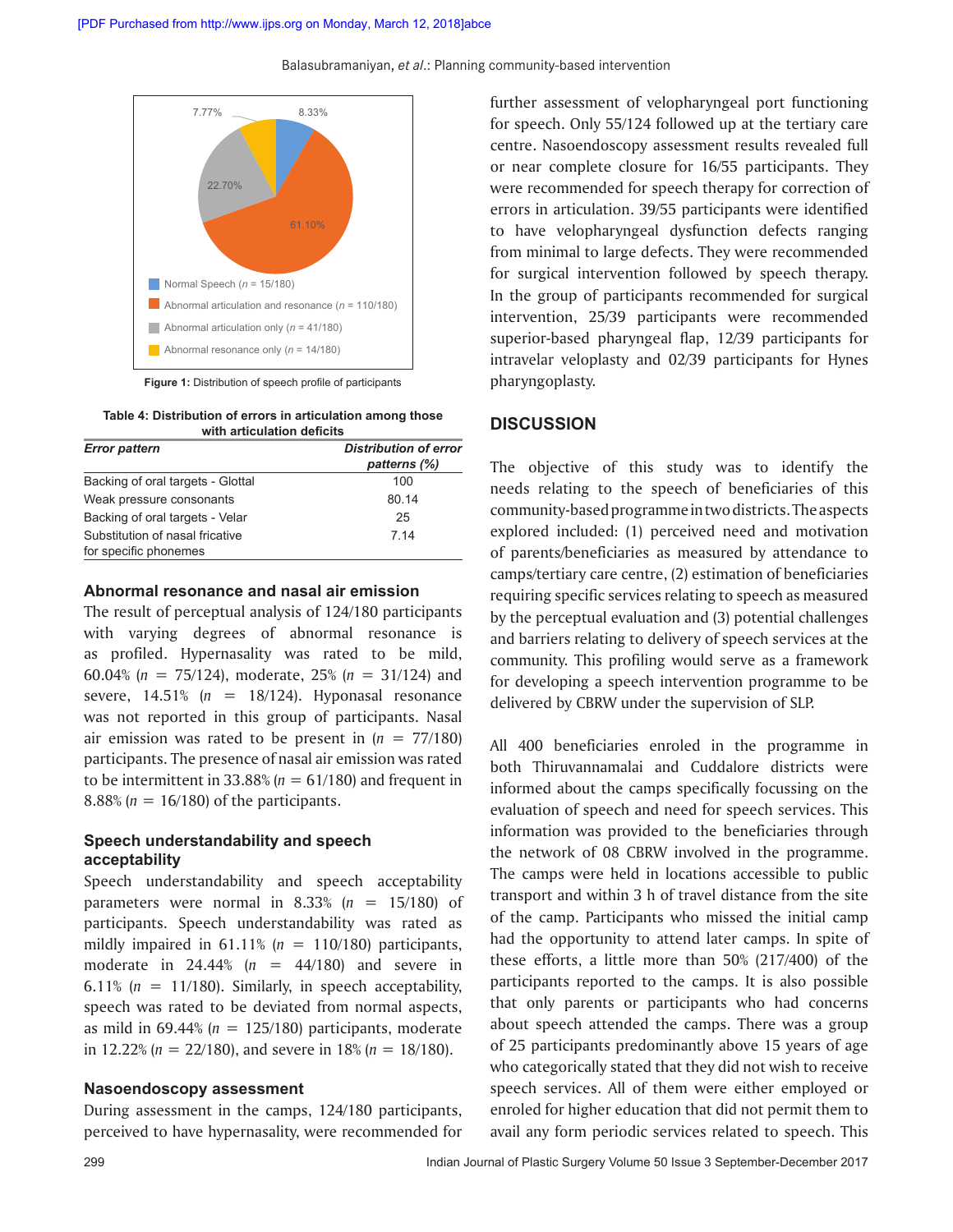Figure 1: Distribution of speech profile of participants

**Table 4: Distribution of errors in articulation among those with articulation deficits**

| *Error pattern* | *Distribution of error patterns (%)* |
|---|---|
| Backing of oral targets - Glottal | 100 |
| Weak pressure consonants | 80.14 |
| Backing of oral targets - Velar | 25 |
| Substitution of nasal fricative for specific phonemes | 7.14 |

### Abnormal resonance and nasal air emission

The result of perceptual analysis of 124/180 participants with varying degrees of abnormal resonance is as profiled. Hypernasality was rated to be mild, 60.04% ($n$ = 75/124), moderate, 25% ($n$ = 31/124) and severe, 14.51% ($n$ = 18/124). Hyponasal resonance was not reported in this group of participants. Nasal air emission was rated to be present in ($n$ = 77/180) participants. The presence of nasal air emission was rated to be intermittent in 33.88% ($n$ = 61/180) and frequent in 8.88% ($n$ = 16/180) of the participants.

### Speech understandability and speech acceptability

Speech understandability and speech acceptability parameters were normal in 8.33% ($n$ = 15/180) of participants. Speech understandability was rated as mildly impaired in 61.11% ($n$ = 110/180) participants, moderate in 24.44% ($n$ = 44/180) and severe in 6.11% ($n$ = 11/180). Similarly, in speech acceptability, speech was rated to be deviated from normal aspects, as mild in 69.44% ($n$ = 125/180) participants, moderate in 12.22% ($n$ = 22/180), and severe in 18% ($n$ = 18/180).

### Nasoendoscopy assessment

During assessment in the camps, 124/180 participants, perceived to have hypernasality, were recommended for further assessment of velopharyngeal port functioning for speech. Only 55/124 followed up at the tertiary care centre. Nasoendoscopy assessment results revealed full or near complete closure for 16/55 participants. They were recommended for speech therapy for correction of errors in articulation. 39/55 participants were identified to have velopharyngeal dysfunction defects ranging from minimal to large defects. They were recommended for surgical intervention followed by speech therapy. In the group of participants recommended for surgical intervention, 25/39 participants were recommended superior-based pharyngeal flap, 12/39 participants for intravelar veloplasty and 02/39 participants for Hynes pharyngoplasty.

## DISCUSSION

The objective of this study was to identify the needs relating to the speech of beneficiaries of this community-based programme in two districts. The aspects explored included: (1) perceived need and motivation of parents/beneficiaries as measured by attendance to camps/tertiary care centre, (2) estimation of beneficiaries requiring specific services relating to speech as measured by the perceptual evaluation and (3) potential challenges and barriers relating to delivery of speech services at the community. This profiling would serve as a framework for developing a speech intervention programme to be delivered by CBRW under the supervision of SLP.

All 400 beneficiaries enroled in the programme in both Thiruvannamalai and Cuddalore districts were informed about the camps specifically focussing on the evaluation of speech and need for speech services. This information was provided to the beneficiaries through the network of 08 CBRW involved in the programme. The camps were held in locations accessible to public transport and within 3 h of travel distance from the site of the camp. Participants who missed the initial camp had the opportunity to attend later camps. In spite of these efforts, a little more than 50% (217/400) of the participants reported to the camps. It is also possible that only parents or participants who had concerns about speech attended the camps. There was a group of 25 participants predominantly above 15 years of age who categorically stated that they did not wish to receive speech services. All of them were either employed or enroled for higher education that did not permit them to avail any form periodic services related to speech. This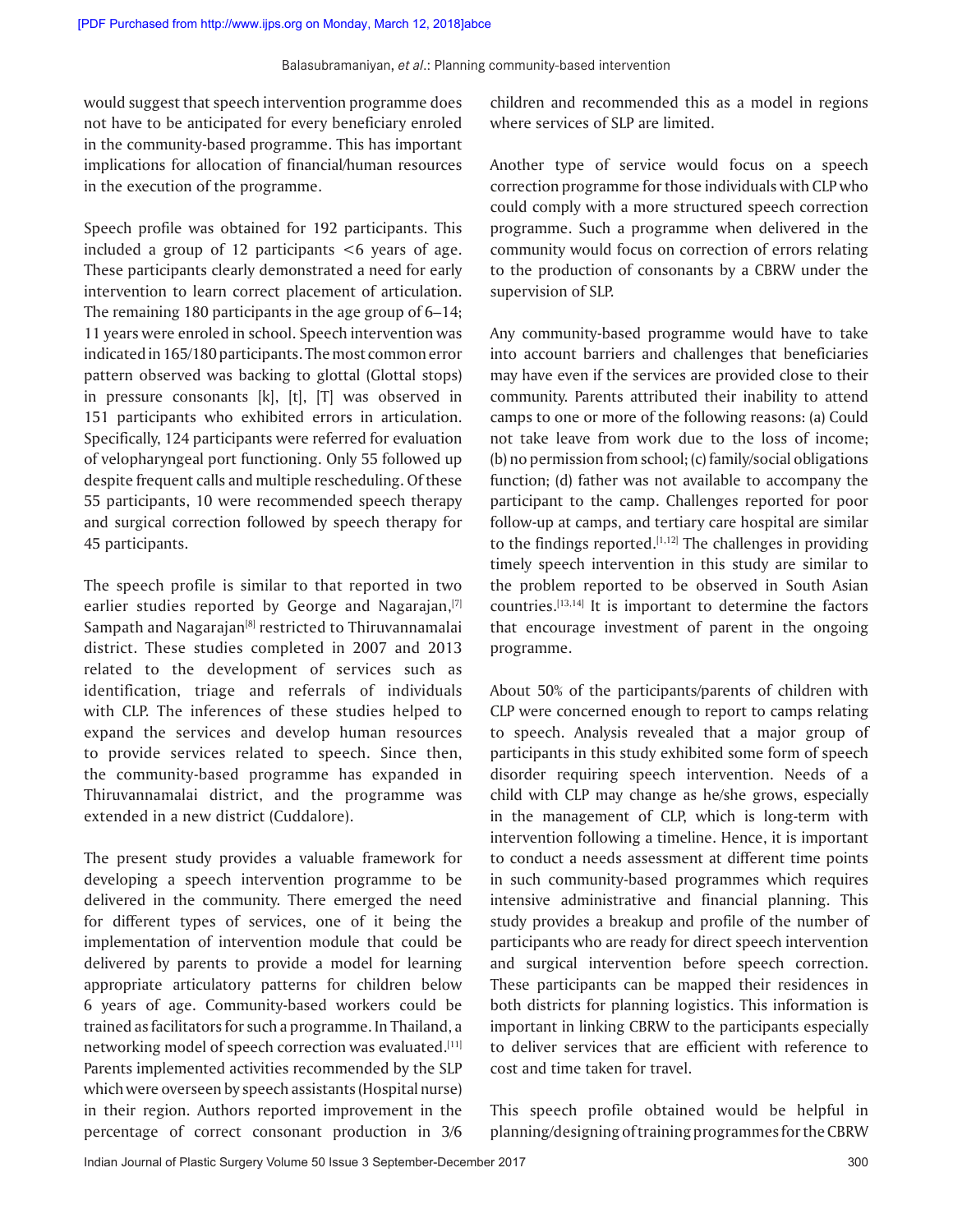would suggest that speech intervention programme does not have to be anticipated for every beneficiary enroled in the community-based programme. This has important implications for allocation of financial/human resources in the execution of the programme.

Speech profile was obtained for 192 participants. This included a group of 12 participants <6 years of age. These participants clearly demonstrated a need for early intervention to learn correct placement of articulation. The remaining 180 participants in the age group of 6–14; 11 years were enroled in school. Speech intervention was indicated in 165/180 participants. The most common error pattern observed was backing to glottal (Glottal stops) in pressure consonants [k], [t], [T] was observed in 151 participants who exhibited errors in articulation. Specifically, 124 participants were referred for evaluation of velopharyngeal port functioning. Only 55 followed up despite frequent calls and multiple rescheduling. Of these 55 participants, 10 were recommended speech therapy and surgical correction followed by speech therapy for 45 participants.

The speech profile is similar to that reported in two earlier studies reported by George and Nagarajan,[7] Sampath and Nagarajan[8] restricted to Thiruvannamalai district. These studies completed in 2007 and 2013 related to the development of services such as identification, triage and referrals of individuals with CLP. The inferences of these studies helped to expand the services and develop human resources to provide services related to speech. Since then, the community-based programme has expanded in Thiruvannamalai district, and the programme was extended in a new district (Cuddalore).

The present study provides a valuable framework for developing a speech intervention programme to be delivered in the community. There emerged the need for different types of services, one of it being the implementation of intervention module that could be delivered by parents to provide a model for learning appropriate articulatory patterns for children below 6 years of age. Community-based workers could be trained as facilitators for such a programme. In Thailand, a networking model of speech correction was evaluated.[11] Parents implemented activities recommended by the SLP which were overseen by speech assistants (Hospital nurse) in their region. Authors reported improvement in the percentage of correct consonant production in 3/6 children and recommended this as a model in regions where services of SLP are limited.

Another type of service would focus on a speech correction programme for those individuals with CLP who could comply with a more structured speech correction programme. Such a programme when delivered in the community would focus on correction of errors relating to the production of consonants by a CBRW under the supervision of SLP.

Any community-based programme would have to take into account barriers and challenges that beneficiaries may have even if the services are provided close to their community. Parents attributed their inability to attend camps to one or more of the following reasons: (a) Could not take leave from work due to the loss of income; (b) no permission from school; (c) family/social obligations function; (d) father was not available to accompany the participant to the camp. Challenges reported for poor follow-up at camps, and tertiary care hospital are similar to the findings reported.[1,12] The challenges in providing timely speech intervention in this study are similar to the problem reported to be observed in South Asian countries.[13,14] It is important to determine the factors that encourage investment of parent in the ongoing programme.

About 50% of the participants/parents of children with CLP were concerned enough to report to camps relating to speech. Analysis revealed that a major group of participants in this study exhibited some form of speech disorder requiring speech intervention. Needs of a child with CLP may change as he/she grows, especially in the management of CLP, which is long-term with intervention following a timeline. Hence, it is important to conduct a needs assessment at different time points in such community-based programmes which requires intensive administrative and financial planning. This study provides a breakup and profile of the number of participants who are ready for direct speech intervention and surgical intervention before speech correction. These participants can be mapped their residences in both districts for planning logistics. This information is important in linking CBRW to the participants especially to deliver services that are efficient with reference to cost and time taken for travel.

This speech profile obtained would be helpful in planning/designing of training programmes for the CBRW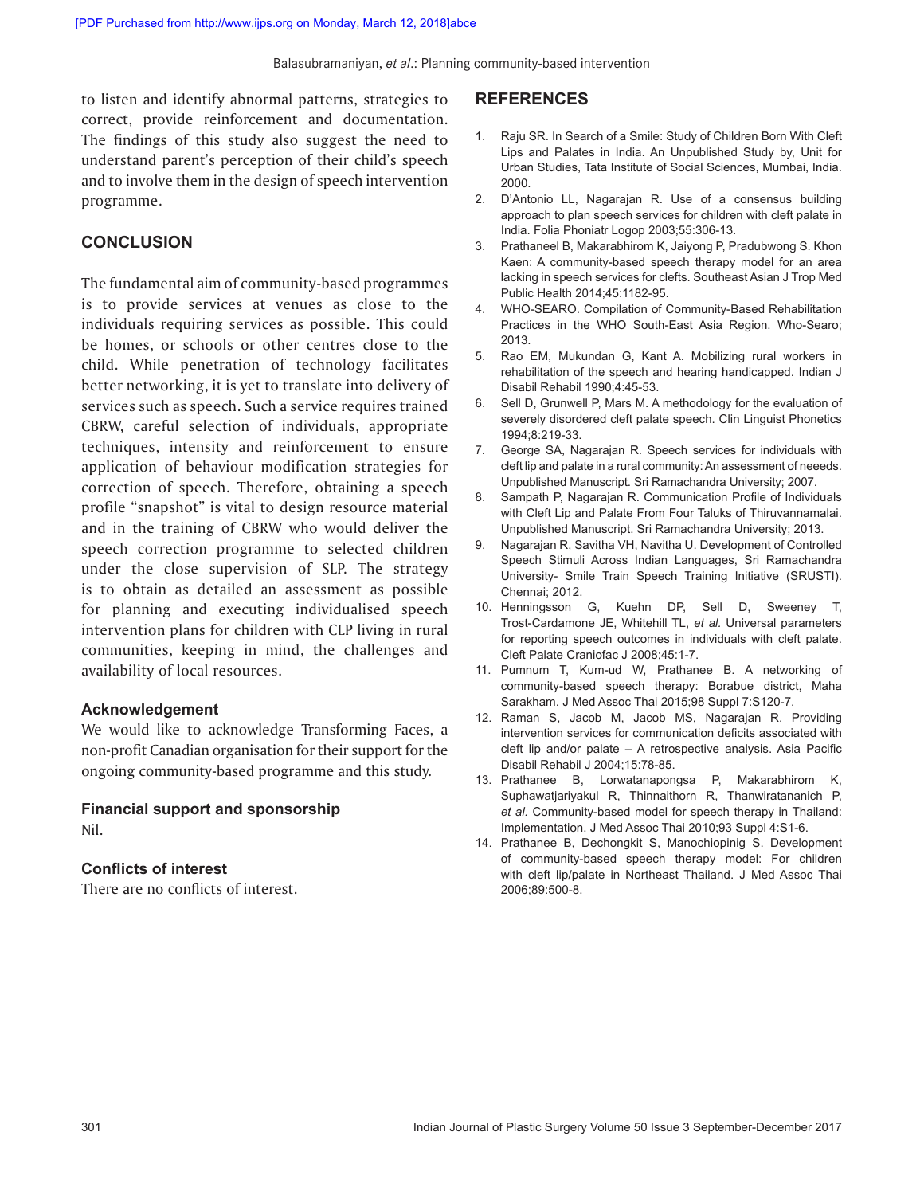to listen and identify abnormal patterns, strategies to correct, provide reinforcement and documentation. The findings of this study also suggest the need to understand parent's perception of their child's speech and to involve them in the design of speech intervention programme.

## CONCLUSION

The fundamental aim of community-based programmes is to provide services at venues as close to the individuals requiring services as possible. This could be homes, or schools or other centres close to the child. While penetration of technology facilitates better networking, it is yet to translate into delivery of services such as speech. Such a service requires trained CBRW, careful selection of individuals, appropriate techniques, intensity and reinforcement to ensure application of behaviour modification strategies for correction of speech. Therefore, obtaining a speech profile "snapshot" is vital to design resource material and in the training of CBRW who would deliver the speech correction programme to selected children under the close supervision of SLP. The strategy is to obtain as detailed an assessment as possible for planning and executing individualised speech intervention plans for children with CLP living in rural communities, keeping in mind, the challenges and availability of local resources.

### Acknowledgement

We would like to acknowledge Transforming Faces, a non-profit Canadian organisation for their support for the ongoing community-based programme and this study.

### Financial support and sponsorship

Nil.

### Conflicts of interest

There are no conflicts of interest.

## REFERENCES

1. Raju SR. In Search of a Smile: Study of Children Born With Cleft Lips and Palates in India. An Unpublished Study by, Unit for Urban Studies, Tata Institute of Social Sciences, Mumbai, India. 2000.
2. D'Antonio LL, Nagarajan R. Use of a consensus building approach to plan speech services for children with cleft palate in India. Folia Phoniatr Logop 2003;55:306-13.
3. Prathaneel B, Makarabhirom K, Jaiyong P, Pradubwong S. Khon Kaen: A community-based speech therapy model for an area lacking in speech services for clefts. Southeast Asian J Trop Med Public Health 2014;45:1182-95.
4. WHO-SEARO. Compilation of Community-Based Rehabilitation Practices in the WHO South-East Asia Region. Who-Searo; 2013.
5. Rao EM, Mukundan G, Kant A. Mobilizing rural workers in rehabilitation of the speech and hearing handicapped. Indian J Disabil Rehabil 1990;4:45-53.
6. Sell D, Grunwell P, Mars M. A methodology for the evaluation of severely disordered cleft palate speech. Clin Linguist Phonetics 1994;8:219-33.
7. George SA, Nagarajan R. Speech services for individuals with cleft lip and palate in a rural community: An assessment of neeeds. Unpublished Manuscript. Sri Ramachandra University; 2007.
8. Sampath P, Nagarajan R. Communication Profile of Individuals with Cleft Lip and Palate From Four Taluks of Thiruvannamalai. Unpublished Manuscript. Sri Ramachandra University; 2013.
9. Nagarajan R, Savitha VH, Navitha U. Development of Controlled Speech Stimuli Across Indian Languages, Sri Ramachandra University- Smile Train Speech Training Initiative (SRUSTI). Chennai; 2012.
10. Henningsson G, Kuehn DP, Sell D, Sweeney T, Trost-Cardamone JE, Whitehill TL, *et al.* Universal parameters for reporting speech outcomes in individuals with cleft palate. Cleft Palate Craniofac J 2008;45:1-7.
11. Pumnum T, Kum-ud W, Prathanee B. A networking of community-based speech therapy: Borabue district, Maha Sarakham. J Med Assoc Thai 2015;98 Suppl 7:S120-7.
12. Raman S, Jacob M, Jacob MS, Nagarajan R. Providing intervention services for communication deficits associated with cleft lip and/or palate – A retrospective analysis. Asia Pacific Disabil Rehabil J 2004;15:78-85.
13. Prathanee B, Lorwatanapongsa P, Makarabhirom K, Suphawatjariyakul R, Thinnaithorn R, Thanwiratananich P, *et al.* Community-based model for speech therapy in Thailand: Implementation. J Med Assoc Thai 2010;93 Suppl 4:S1-6.
14. Prathanee B, Dechongkit S, Manochiopinig S. Development of community-based speech therapy model: For children with cleft lip/palate in Northeast Thailand. J Med Assoc Thai 2006;89:500-8.